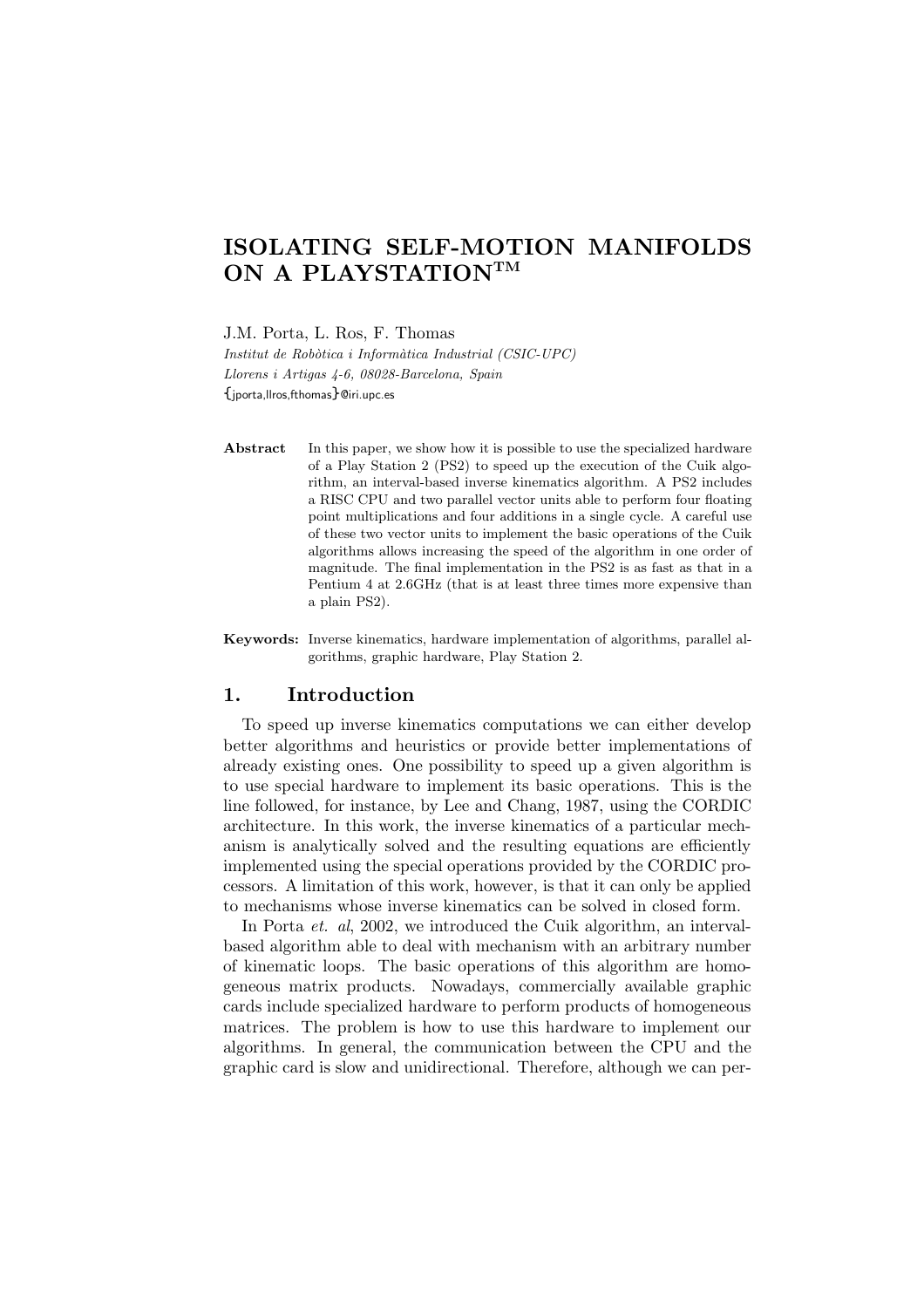# ISOLATING SELF-MOTION MANIFOLDS ON A PLAYSTATION™

J.M. Porta, L. Ros, F. Thomas

*Institut de Robòtica i Informàtica Industrial (CSIC-UPC)*
*Llorens i Artigas 4-6, 08028-Barcelona, Spain*
{jporta,llros,fthomas}@iri.upc.es

**Abstract** In this paper, we show how it is possible to use the specialized hardware of a Play Station 2 (PS2) to speed up the execution of the Cuik algorithm, an interval-based inverse kinematics algorithm. A PS2 includes a RISC CPU and two parallel vector units able to perform four floating point multiplications and four additions in a single cycle. A careful use of these two vector units to implement the basic operations of the Cuik algorithms allows increasing the speed of the algorithm in one order of magnitude. The final implementation in the PS2 is as fast as that in a Pentium 4 at 2.6GHz (that is at least three times more expensive than a plain PS2).

**Keywords:** Inverse kinematics, hardware implementation of algorithms, parallel algorithms, graphic hardware, Play Station 2.

## 1. Introduction

To speed up inverse kinematics computations we can either develop better algorithms and heuristics or provide better implementations of already existing ones. One possibility to speed up a given algorithm is to use special hardware to implement its basic operations. This is the line followed, for instance, by Lee and Chang, 1987, using the CORDIC architecture. In this work, the inverse kinematics of a particular mechanism is analytically solved and the resulting equations are efficiently implemented using the special operations provided by the CORDIC processors. A limitation of this work, however, is that it can only be applied to mechanisms whose inverse kinematics can be solved in closed form.

In Porta *et. al*, 2002, we introduced the Cuik algorithm, an interval-based algorithm able to deal with mechanism with an arbitrary number of kinematic loops. The basic operations of this algorithm are homogeneous matrix products. Nowadays, commercially available graphic cards include specialized hardware to perform products of homogeneous matrices. The problem is how to use this hardware to implement our algorithms. In general, the communication between the CPU and the graphic card is slow and unidirectional. Therefore, although we can per-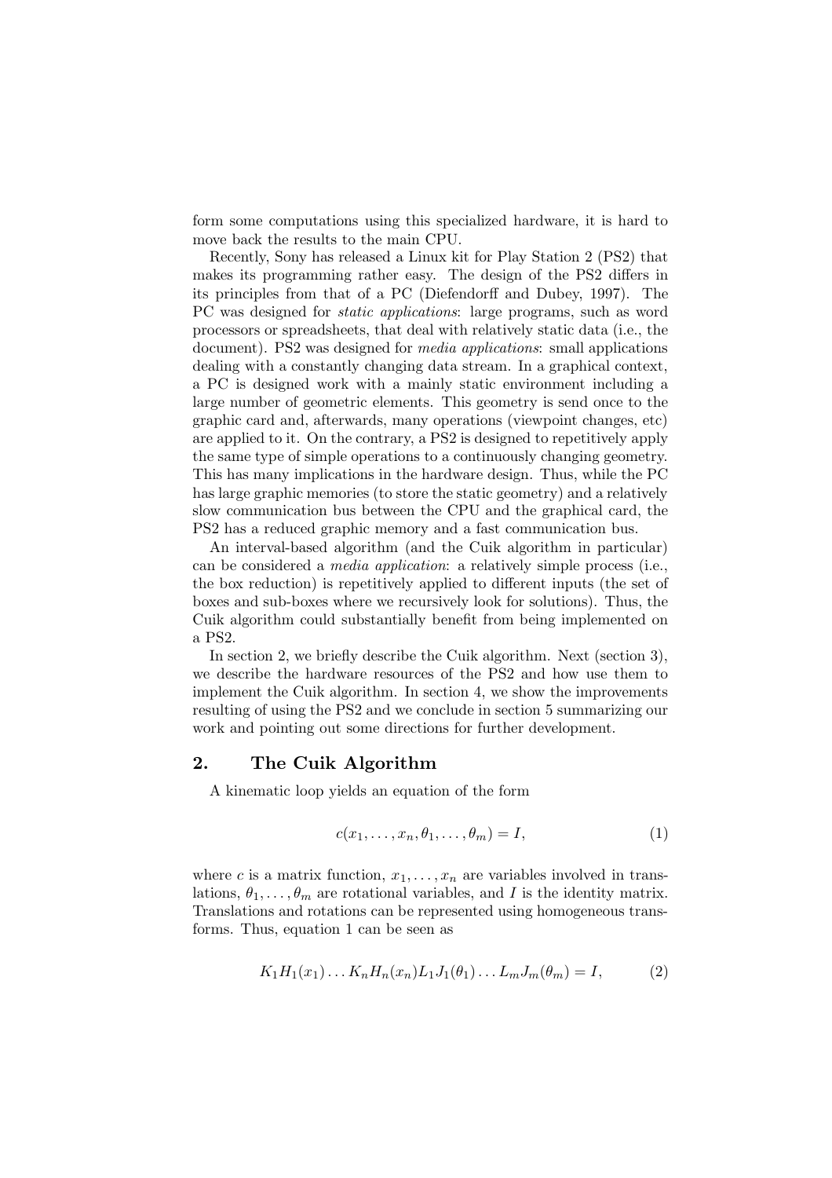form some computations using this specialized hardware, it is hard to move back the results to the main CPU.

Recently, Sony has released a Linux kit for Play Station 2 (PS2) that makes its programming rather easy. The design of the PS2 differs in its principles from that of a PC (Diefendorff and Dubey, 1997). The PC was designed for *static applications*: large programs, such as word processors or spreadsheets, that deal with relatively static data (i.e., the document). PS2 was designed for *media applications*: small applications dealing with a constantly changing data stream. In a graphical context, a PC is designed work with a mainly static environment including a large number of geometric elements. This geometry is send once to the graphic card and, afterwards, many operations (viewpoint changes, etc) are applied to it. On the contrary, a PS2 is designed to repetitively apply the same type of simple operations to a continuously changing geometry. This has many implications in the hardware design. Thus, while the PC has large graphic memories (to store the static geometry) and a relatively slow communication bus between the CPU and the graphical card, the PS2 has a reduced graphic memory and a fast communication bus.

An interval-based algorithm (and the Cuik algorithm in particular) can be considered a *media application*: a relatively simple process (i.e., the box reduction) is repetitively applied to different inputs (the set of boxes and sub-boxes where we recursively look for solutions). Thus, the Cuik algorithm could substantially benefit from being implemented on a PS2.

In section 2, we briefly describe the Cuik algorithm. Next (section 3), we describe the hardware resources of the PS2 and how use them to implement the Cuik algorithm. In section 4, we show the improvements resulting of using the PS2 and we conclude in section 5 summarizing our work and pointing out some directions for further development.

## 2. The Cuik Algorithm

A kinematic loop yields an equation of the form

$$c(x_1, \ldots, x_n, \theta_1, \ldots, \theta_m) = I, \tag{1}$$

where $c$ is a matrix function, $x_1, \ldots, x_n$ are variables involved in translations, $\theta_1, \ldots, \theta_m$ are rotational variables, and $I$ is the identity matrix. Translations and rotations can be represented using homogeneous transforms. Thus, equation 1 can be seen as

$$K_1 H_1(x_1) \ldots K_n H_n(x_n) L_1 J_1(\theta_1) \ldots L_m J_m(\theta_m) = I, \tag{2}$$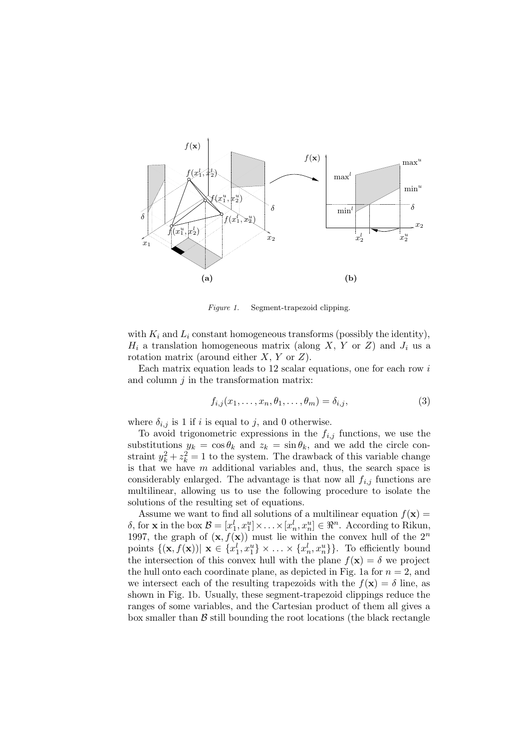*Figure 1.* Segment-trapezoid clipping.

with $K_i$ and $L_i$ constant homogeneous transforms (possibly the identity), $H_i$ a translation homogeneous matrix (along $X$, $Y$ or $Z$) and $J_i$ us a rotation matrix (around either $X$, $Y$ or $Z$).

Each matrix equation leads to 12 scalar equations, one for each row $i$ and column $j$ in the transformation matrix:

$$f_{i,j}(x_1, \ldots, x_n, \theta_1, \ldots, \theta_m) = \delta_{i,j}, \tag{3}$$

where $\delta_{i,j}$ is 1 if $i$ is equal to $j$, and 0 otherwise.

To avoid trigonometric expressions in the $f_{i,j}$ functions, we use the substitutions $y_k = \cos\theta_k$ and $z_k = \sin\theta_k$, and we add the circle constraint $y_k^2 + z_k^2 = 1$ to the system. The drawback of this variable change is that we have $m$ additional variables and, thus, the search space is considerably enlarged. The advantage is that now all $f_{i,j}$ functions are multilinear, allowing us to use the following procedure to isolate the solutions of the resulting set of equations.

Assume we want to find all solutions of a multilinear equation $f(\mathbf{x}) = \delta$, for $\mathbf{x}$ in the box $\mathcal{B} = [x_1^l, x_1^u] \times \ldots \times [x_n^l, x_n^u] \in \Re^n$. According to Rikun, 1997, the graph of $(\mathbf{x}, f(\mathbf{x}))$ must lie within the convex hull of the $2^n$ points $\{(\mathbf{x}, f(\mathbf{x}))|\ \mathbf{x} \in \{x_1^l, x_1^u\} \times \ldots \times \{x_n^l, x_n^u\}\}$. To efficiently bound the intersection of this convex hull with the plane $f(\mathbf{x}) = \delta$ we project the hull onto each coordinate plane, as depicted in Fig. 1a for $n = 2$, and we intersect each of the resulting trapezoids with the $f(\mathbf{x}) = \delta$ line, as shown in Fig. 1b. Usually, these segment-trapezoid clippings reduce the ranges of some variables, and the Cartesian product of them all gives a box smaller than $\mathcal{B}$ still bounding the root locations (the black rectangle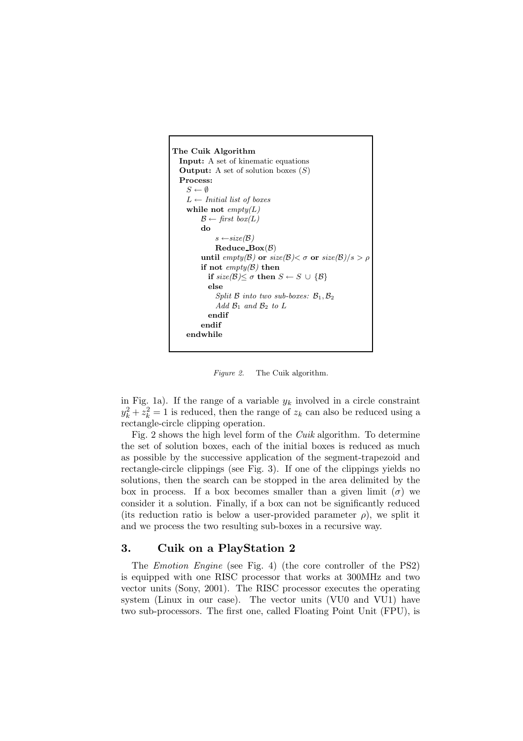```
The Cuik Algorithm
  Input: A set of kinematic equations
  Output: A set of solution boxes (S)
  Process:
    S ← ∅
    L ← Initial list of boxes
    while not empty(L)
        B ← first box(L)
        do
            s ← size(B)
            Reduce_Box(B)
        until empty(B) or size(B) < σ or size(B)/s > ρ
        if not empty(B) then
          if size(B) ≤ σ then S ← S ∪ {B}
          else
            Split B into two sub-boxes: B1, B2
            Add B1 and B2 to L
          endif
        endif
    endwhile
```

*Figure 2.* The Cuik algorithm.

in Fig. 1a). If the range of a variable $y_k$ involved in a circle constraint $y_k^2 + z_k^2 = 1$ is reduced, then the range of $z_k$ can also be reduced using a rectangle-circle clipping operation.

Fig. 2 shows the high level form of the *Cuik* algorithm. To determine the set of solution boxes, each of the initial boxes is reduced as much as possible by the successive application of the segment-trapezoid and rectangle-circle clippings (see Fig. 3). If one of the clippings yields no solutions, then the search can be stopped in the area delimited by the box in process. If a box becomes smaller than a given limit ($\sigma$) we consider it a solution. Finally, if a box can not be significantly reduced (its reduction ratio is below a user-provided parameter $\rho$), we split it and we process the two resulting sub-boxes in a recursive way.

## 3. Cuik on a PlayStation 2

The *Emotion Engine* (see Fig. 4) (the core controller of the PS2) is equipped with one RISC processor that works at 300MHz and two vector units (Sony, 2001). The RISC processor executes the operating system (Linux in our case). The vector units (VU0 and VU1) have two sub-processors. The first one, called Floating Point Unit (FPU), is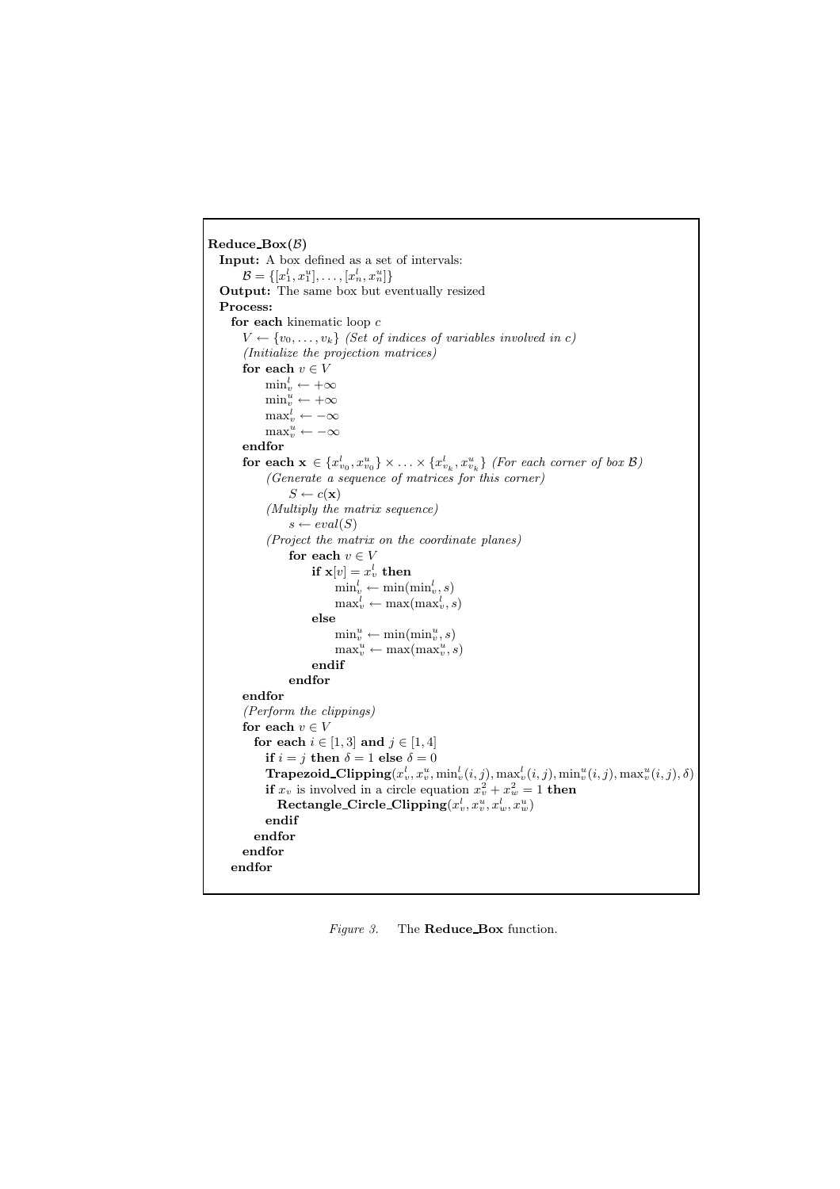```
Reduce_Box(B)
  Input: A box defined as a set of intervals:
      B = {[x_1^l, x_1^u], ..., [x_n^l, x_n^u]}
  Output: The same box but eventually resized
  Process:
    for each kinematic loop c
      V ← {v_0, ..., v_k} (Set of indices of variables involved in c)
      (Initialize the projection matrices)
      for each v ∈ V
          min_v^l ← +∞
          min_v^u ← +∞
          max_v^l ← −∞
          max_v^u ← −∞
      endfor
      for each x ∈ {x_{v_0}^l, x_{v_0}^u} × ... × {x_{v_k}^l, x_{v_k}^u} (For each corner of box B)
          (Generate a sequence of matrices for this corner)
              S ← c(x)
          (Multiply the matrix sequence)
              s ← eval(S)
          (Project the matrix on the coordinate planes)
              for each v ∈ V
                  if x[v] = x_v^l then
                      min_v^l ← min(min_v^l, s)
                      max_v^l ← max(max_v^l, s)
                  else
                      min_v^u ← min(min_v^u, s)
                      max_v^u ← max(max_v^u, s)
                  endif
              endfor
      endfor
      (Perform the clippings)
      for each v ∈ V
        for each i ∈ [1,3] and j ∈ [1,4]
          if i = j then δ = 1 else δ = 0
          Trapezoid_Clipping(x_v^l, x_v^u, min_v^l(i,j), max_v^l(i,j), min_v^u(i,j), max_v^u(i,j), δ)
          if x_v is involved in a circle equation x_v^2 + x_w^2 = 1 then
            Rectangle_Circle_Clipping(x_v^l, x_v^u, x_w^l, x_w^u)
          endif
        endfor
      endfor
    endfor
```

*Figure 3.* The **Reduce_Box** function.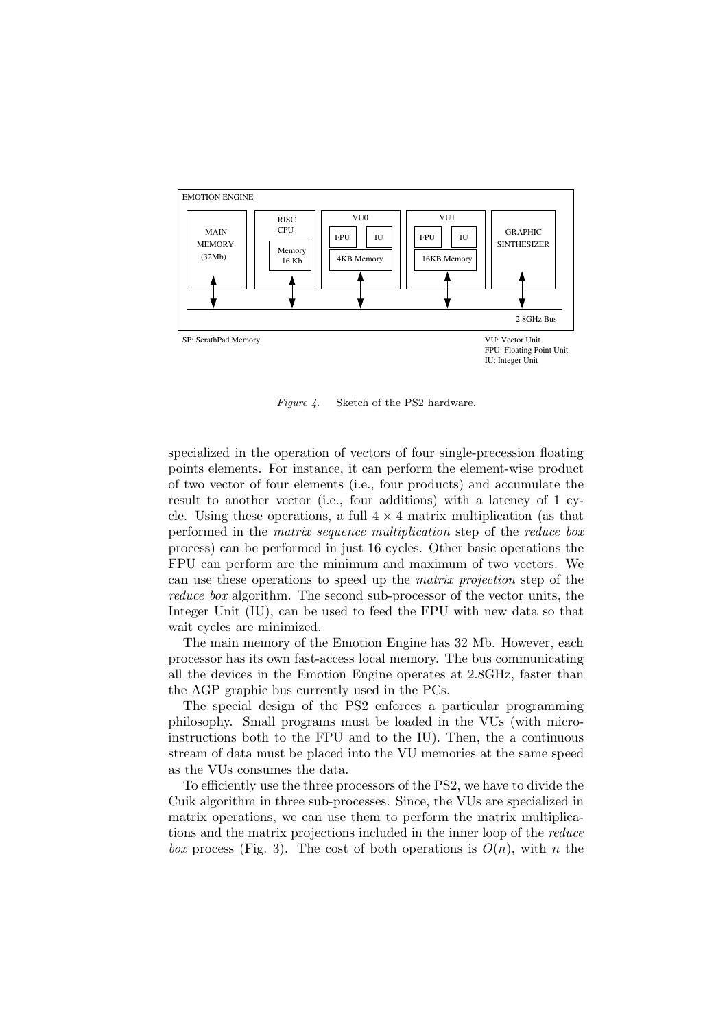EMOTION ENGINE

| MAIN MEMORY (32Mb) | RISC CPU — Memory 16 Kb | VU0 — FPU, IU, 4KB Memory | VU1 — FPU, IU, 16KB Memory | GRAPHIC SINTHESIZER |
|---|---|---|---|---|

2.8GHz Bus

SP: ScrathPad Memory

VU: Vector Unit
FPU: Floating Point Unit
IU: Integer Unit

*Figure 4.* Sketch of the PS2 hardware.

specialized in the operation of vectors of four single-precession floating points elements. For instance, it can perform the element-wise product of two vector of four elements (i.e., four products) and accumulate the result to another vector (i.e., four additions) with a latency of 1 cycle. Using these operations, a full $4 \times 4$ matrix multiplication (as that performed in the *matrix sequence multiplication* step of the *reduce box* process) can be performed in just 16 cycles. Other basic operations the FPU can perform are the minimum and maximum of two vectors. We can use these operations to speed up the *matrix projection* step of the *reduce box* algorithm. The second sub-processor of the vector units, the Integer Unit (IU), can be used to feed the FPU with new data so that wait cycles are minimized.

The main memory of the Emotion Engine has 32 Mb. However, each processor has its own fast-access local memory. The bus communicating all the devices in the Emotion Engine operates at 2.8GHz, faster than the AGP graphic bus currently used in the PCs.

The special design of the PS2 enforces a particular programming philosophy. Small programs must be loaded in the VUs (with micro-instructions both to the FPU and to the IU). Then, the a continuous stream of data must be placed into the VU memories at the same speed as the VUs consumes the data.

To efficiently use the three processors of the PS2, we have to divide the Cuik algorithm in three sub-processes. Since, the VUs are specialized in matrix operations, we can use them to perform the matrix multiplications and the matrix projections included in the inner loop of the *reduce box* process (Fig. 3). The cost of both operations is $O(n)$, with $n$ the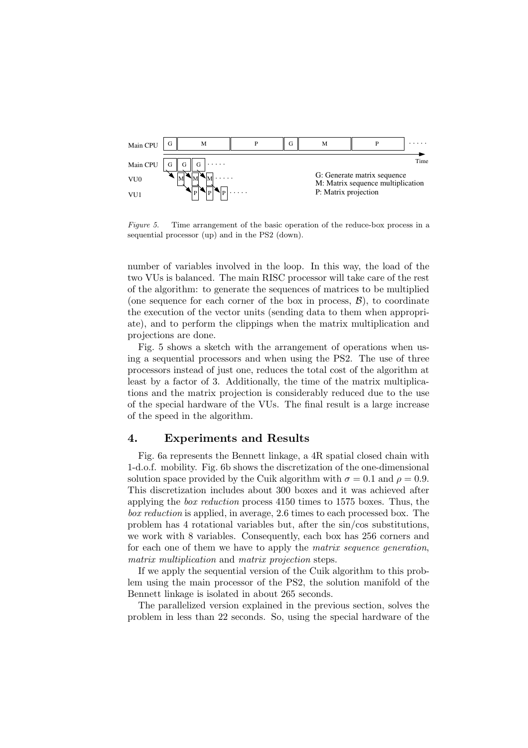Figure 5. Time arrangement of the basic operation of the reduce-box process in a sequential processor (up) and in the PS2 (down).

number of variables involved in the loop. In this way, the load of the two VUs is balanced. The main RISC processor will take care of the rest of the algorithm: to generate the sequences of matrices to be multiplied (one sequence for each corner of the box in process, $\mathcal{B}$), to coordinate the execution of the vector units (sending data to them when appropriate), and to perform the clippings when the matrix multiplication and projections are done.

Fig. 5 shows a sketch with the arrangement of operations when using a sequential processors and when using the PS2. The use of three processors instead of just one, reduces the total cost of the algorithm at least by a factor of 3. Additionally, the time of the matrix multiplications and the matrix projection is considerably reduced due to the use of the special hardware of the VUs. The final result is a large increase of the speed in the algorithm.

## 4. Experiments and Results

Fig. 6a represents the Bennett linkage, a 4R spatial closed chain with 1-d.o.f. mobility. Fig. 6b shows the discretization of the one-dimensional solution space provided by the Cuik algorithm with $\sigma = 0.1$ and $\rho = 0.9$. This discretization includes about 300 boxes and it was achieved after applying the *box reduction* process 4150 times to 1575 boxes. Thus, the *box reduction* is applied, in average, 2.6 times to each processed box. The problem has 4 rotational variables but, after the sin/cos substitutions, we work with 8 variables. Consequently, each box has 256 corners and for each one of them we have to apply the *matrix sequence generation*, *matrix multiplication* and *matrix projection* steps.

If we apply the sequential version of the Cuik algorithm to this problem using the main processor of the PS2, the solution manifold of the Bennett linkage is isolated in about 265 seconds.

The parallelized version explained in the previous section, solves the problem in less than 22 seconds. So, using the special hardware of the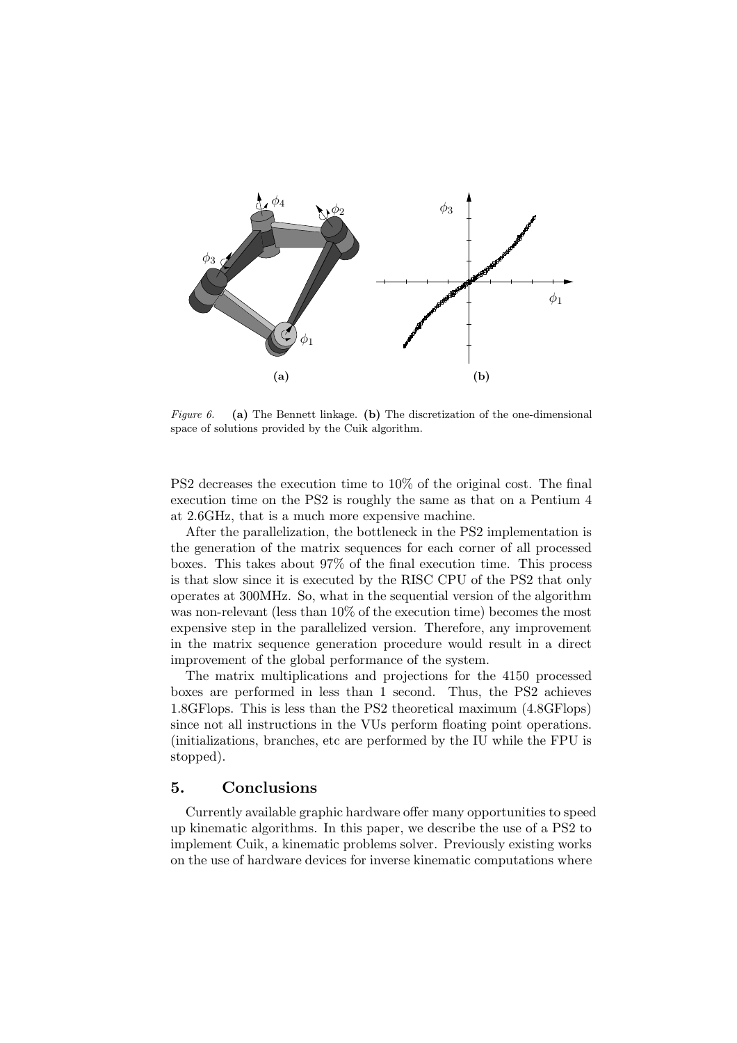*Figure 6.* **(a)** The Bennett linkage. **(b)** The discretization of the one-dimensional space of solutions provided by the Cuik algorithm.

PS2 decreases the execution time to 10% of the original cost. The final execution time on the PS2 is roughly the same as that on a Pentium 4 at 2.6GHz, that is a much more expensive machine.

After the parallelization, the bottleneck in the PS2 implementation is the generation of the matrix sequences for each corner of all processed boxes. This takes about 97% of the final execution time. This process is that slow since it is executed by the RISC CPU of the PS2 that only operates at 300MHz. So, what in the sequential version of the algorithm was non-relevant (less than 10% of the execution time) becomes the most expensive step in the parallelized version. Therefore, any improvement in the matrix sequence generation procedure would result in a direct improvement of the global performance of the system.

The matrix multiplications and projections for the 4150 processed boxes are performed in less than 1 second. Thus, the PS2 achieves 1.8GFlops. This is less than the PS2 theoretical maximum (4.8GFlops) since not all instructions in the VUs perform floating point operations. (initializations, branches, etc are performed by the IU while the FPU is stopped).

## 5. Conclusions

Currently available graphic hardware offer many opportunities to speed up kinematic algorithms. In this paper, we describe the use of a PS2 to implement Cuik, a kinematic problems solver. Previously existing works on the use of hardware devices for inverse kinematic computations where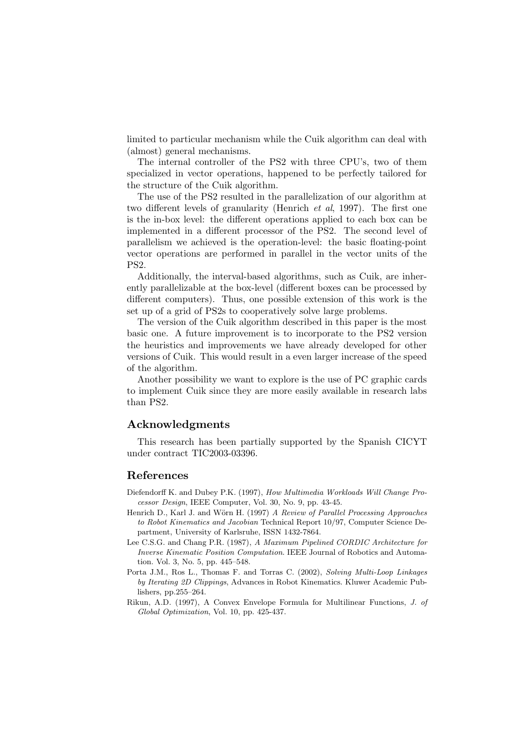limited to particular mechanism while the Cuik algorithm can deal with (almost) general mechanisms.

The internal controller of the PS2 with three CPU's, two of them specialized in vector operations, happened to be perfectly tailored for the structure of the Cuik algorithm.

The use of the PS2 resulted in the parallelization of our algorithm at two different levels of granularity (Henrich *et al*, 1997). The first one is the in-box level: the different operations applied to each box can be implemented in a different processor of the PS2. The second level of parallelism we achieved is the operation-level: the basic floating-point vector operations are performed in parallel in the vector units of the PS2.

Additionally, the interval-based algorithms, such as Cuik, are inherently parallelizable at the box-level (different boxes can be processed by different computers). Thus, one possible extension of this work is the set up of a grid of PS2s to cooperatively solve large problems.

The version of the Cuik algorithm described in this paper is the most basic one. A future improvement is to incorporate to the PS2 version the heuristics and improvements we have already developed for other versions of Cuik. This would result in a even larger increase of the speed of the algorithm.

Another possibility we want to explore is the use of PC graphic cards to implement Cuik since they are more easily available in research labs than PS2.

## Acknowledgments

This research has been partially supported by the Spanish CICYT under contract TIC2003-03396.

## References

Diefendorff K. and Dubey P.K. (1997), *How Multimedia Workloads Will Change Processor Design*, IEEE Computer, Vol. 30, No. 9, pp. 43-45.

Henrich D., Karl J. and Wörn H. (1997) *A Review of Parallel Processing Approaches to Robot Kinematics and Jacobian* Technical Report 10/97, Computer Science Department, University of Karlsruhe, ISSN 1432-7864.

Lee C.S.G. and Chang P.R. (1987), *A Maximum Pipelined CORDIC Architecture for Inverse Kinematic Position Computation*. IEEE Journal of Robotics and Automation. Vol. 3, No. 5, pp. 445–548.

Porta J.M., Ros L., Thomas F. and Torras C. (2002), *Solving Multi-Loop Linkages by Iterating 2D Clippings*, Advances in Robot Kinematics. Kluwer Academic Publishers, pp.255–264.

Rikun, A.D. (1997), A Convex Envelope Formula for Multilinear Functions, *J. of Global Optimization*, Vol. 10, pp. 425-437.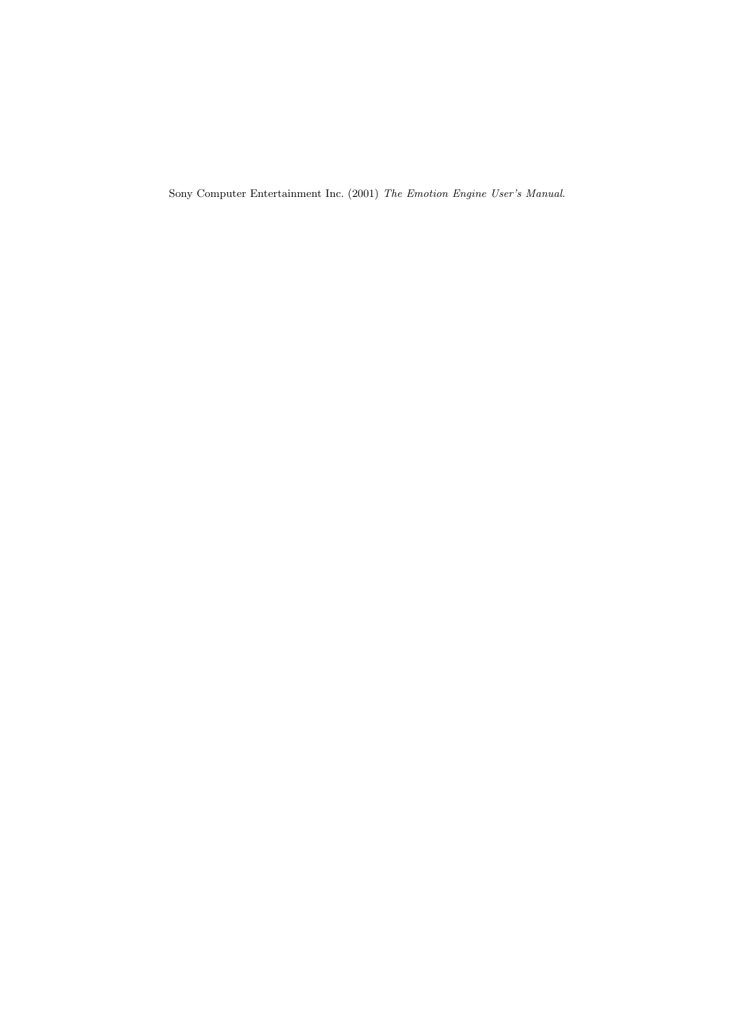Sony Computer Entertainment Inc. (2001) *The Emotion Engine User's Manual*.